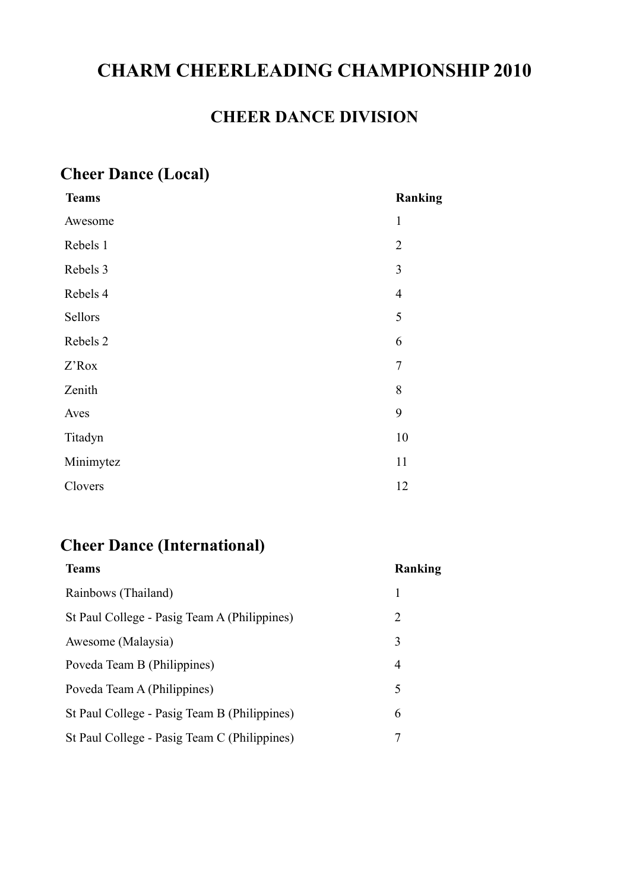# CHARM CHEERLEADING CHAMPIONSHIP 2010

## CHEER DANCE DIVISION

### Cheer Dance (Local)

| Teams | Ranking |
|---|---|
| Awesome | 1 |
| Rebels 1 | 2 |
| Rebels 3 | 3 |
| Rebels 4 | 4 |
| Sellors | 5 |
| Rebels 2 | 6 |
| Z'Rox | 7 |
| Zenith | 8 |
| Aves | 9 |
| Titadyn | 10 |
| Minimytez | 11 |
| Clovers | 12 |

### Cheer Dance (International)

| Teams | Ranking |
|---|---|
| Rainbows (Thailand) | 1 |
| St Paul College - Pasig Team A (Philippines) | 2 |
| Awesome (Malaysia) | 3 |
| Poveda Team B (Philippines) | 4 |
| Poveda Team A (Philippines) | 5 |
| St Paul College - Pasig Team B (Philippines) | 6 |
| St Paul College - Pasig Team C (Philippines) | 7 |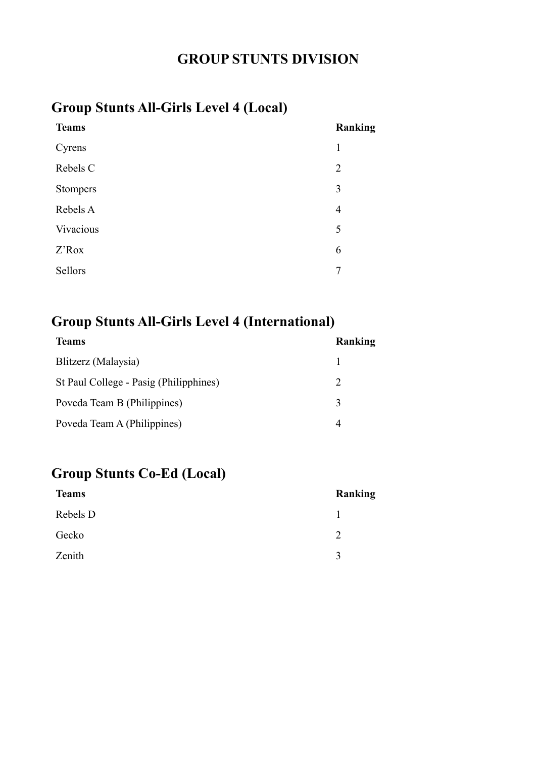# GROUP STUNTS DIVISION

## Group Stunts All-Girls Level 4 (Local)

| Teams | Ranking |
|---|---|
| Cyrens | 1 |
| Rebels C | 2 |
| Stompers | 3 |
| Rebels A | 4 |
| Vivacious | 5 |
| Z'Rox | 6 |
| Sellors | 7 |

## Group Stunts All-Girls Level 4 (International)

| Teams | Ranking |
|---|---|
| Blitzerz (Malaysia) | 1 |
| St Paul College - Pasig (Philipphines) | 2 |
| Poveda Team B (Philippines) | 3 |
| Poveda Team A (Philippines) | 4 |

## Group Stunts Co-Ed (Local)

| Teams | Ranking |
|---|---|
| Rebels D | 1 |
| Gecko | 2 |
| Zenith | 3 |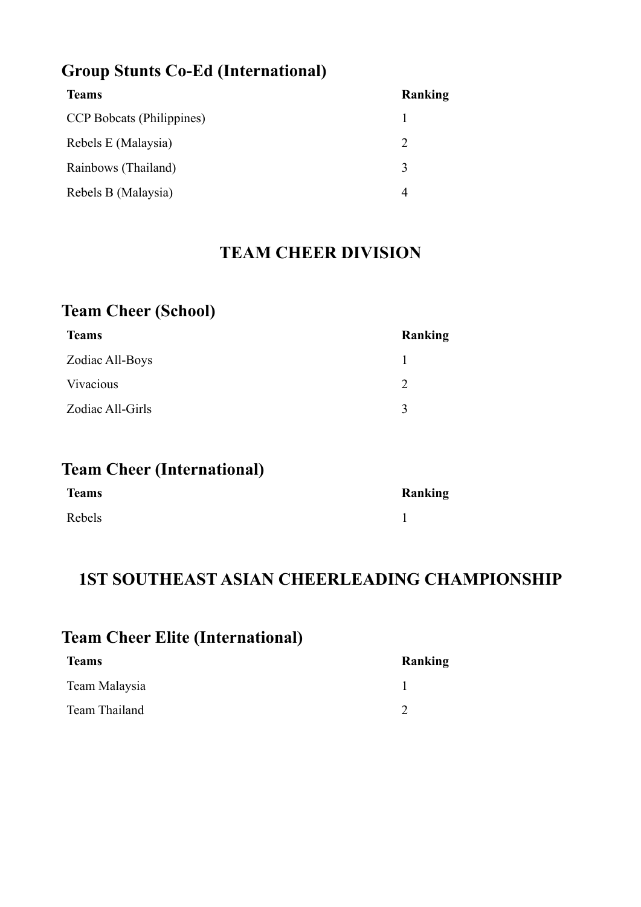## Group Stunts Co-Ed (International)

| Teams | Ranking |
| --- | --- |
| CCP Bobcats (Philippines) | 1 |
| Rebels E (Malaysia) | 2 |
| Rainbows (Thailand) | 3 |
| Rebels B (Malaysia) | 4 |

# TEAM CHEER DIVISION

## Team Cheer (School)

| Teams | Ranking |
| --- | --- |
| Zodiac All-Boys | 1 |
| Vivacious | 2 |
| Zodiac All-Girls | 3 |

## Team Cheer (International)

| Teams | Ranking |
| --- | --- |
| Rebels | 1 |

# 1ST SOUTHEAST ASIAN CHEERLEADING CHAMPIONSHIP

## Team Cheer Elite (International)

| Teams | Ranking |
| --- | --- |
| Team Malaysia | 1 |
| Team Thailand | 2 |